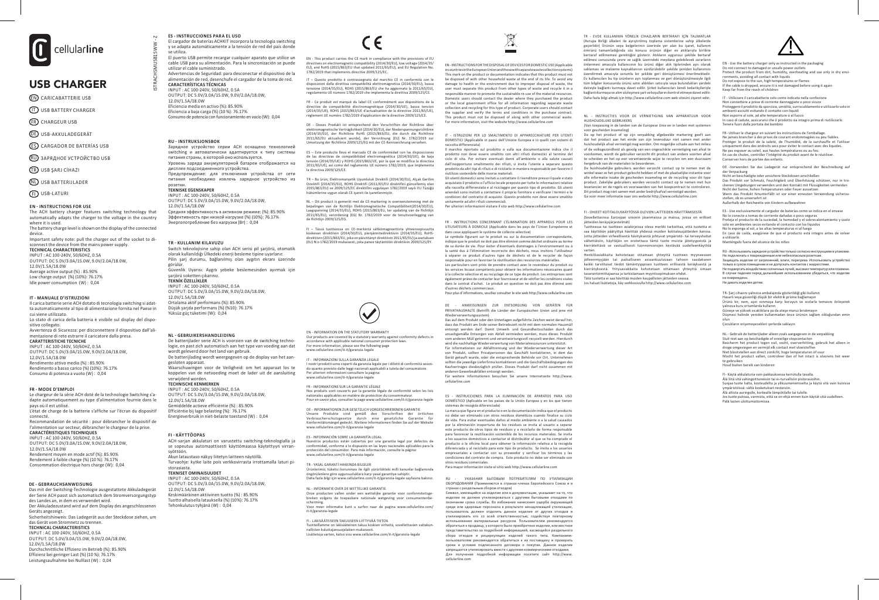# cellularline

# USB CHARGER

EN CARICABATTERIE USB

IT USB BATTERY CHARGER

FR CHARGEUR USB

DE USB-AKKULADEGERÄT

ES CARGADOR DE BATERÍAS USB

RU ЗАРЯДНОЕ УСТРОЙСТВО USB

TR USB ŞARJ CİHAZI

NL USB BATTERIJLADER

FI USB-LATURI

ISTRACHSMUSB15WW-Z

## EN - INSTRUCTIONS FOR USE

The ACHKIT battery charger features switching technology that automatically adapts the charger to the voltage in the country where it is used.

The battery charge level is shown on the display of the connected device.

Important safety note: pull the charger out of the socket to disconnect the device from the mains power supply.

**TECHNICAL CHARACTERISTICS**

INPUT : AC 100-240V, 50/60HZ, 0.5A
OUTPUT: DC 5.0V/3.0A/15.0W, 9.0V/2.0A/18.0W, 12.0V/1.5A/18.0W
Average active output (%) : 85.90%
Low charge output (%) (10%): 76.17%
Idle power consumption (W) : 0,04

## IT - MANUALE D'ISTRUZIONI

Il carica batterie serie ACH dotato di tecnologia switching si adatta automaticamente al tipo di alimentazione fornita nel Paese in cui viene utilizzato.

Lo stato di carica della batteria è visibile sul display del dispositivo collegato.

Avvertenza di Sicurezza: per disconnettere il dispositivo dall'alimentazione di rete estrarre il caricatore dalla presa.

**CARATTERISTICHE TECNICHE**

INPUT : AC 100-240V, 50/60HZ, 0.5A
OUTPUT: DC 5.0V/3.0A/15.0W, 9.0V/2.0A/18.0W, 12.0V/1.5A/18.0W
Rendimento attivo medio (%) : 85.90%
Rendimento a basso carico (%) (10%): 76.17%
Consumo di potenza a vuoto (W) : 0,04

## FR - MODE D'EMPLOI

Le chargeur de la série ACH doté de la technologie Switching s'adapte automatiquement au type d'alimentation fournie dans le pays où il est utilisé.

L'état de charge de la batterie s'affiche sur l'écran du dispositif connecté.

Recommandation de sécurité : pour débrancher le dispositif de l'alimentation sur secteur, débrancher le chargeur de la prise.

**CARACTÉRISTIQUES TECHNIQUES**

INPUT : AC 100-240V, 50/60HZ, 0.5A
OUTPUT: DC 5.0V/3.0A/15.0W, 9.0V/2.0A/18.0W, 12.0V/1.5A/18.0W
Rendement moyen en mode actif (%): 85.90%
Rendement à faible charge (%) (10 %): 76.17%
Consommation électrique hors charge (W): 0,04

## DE - GEBRAUCHSANWEISUNG

Das mit der Switching-Technologie ausgestattete Akkuladegerät der Serie ACH passt sich automatisch dem Stromversorgungstyp des Landes an, in dem es verwendet wird.

Der Akkuladezustand wird auf dem Display des angeschlossenen Geräts angezeigt.

Sicherheitshinweis: Das Ladegerät aus der Steckdose ziehen, um das Gerät vom Stromnetz zu trennen.

**TECHNICAL CHARACTERISTICS**

INPUT : AC 100-240V, 50/60HZ, 0.5A
OUTPUT: DC 5.0V/3.0A/15.0W, 9.0V/2.0A/18.0W, 12.0V/1.5A/18.0W
Durchschnittliche Effizienz im Betrieb (%): 85.90%
Effizienz bei geringer Last (%) (10 %): 76.17%
Leistungsaufnahme bei Nulllast (W) : 0,04

## ES - INSTRUCCIONES PARA EL USO

El cargador de baterías ACHKIT incorpora la tecnología switching y se adapta automáticamente a la tensión de red del país donde se utiliza.

El puerto USB permite recargar cualquier aparato que utilice un cable USB para su alimentación. Para la sincronización se puede utilizar el cable suministrado.

Advertencias de Seguridad: para desconectar el dispositivo de la alimentación de red, desenchufe el cargador de la toma de red.

**CARACTERÍSTICAS TÉCNICAS**

INPUT : AC 100-240V, 50/60HZ, 0.5A
OUTPUT: DC 5.0V/3.0A/15.0W, 9.0V/2.0A/18.0W, 12.0V/1.5A/18.0W
Eficiencia media en activo (%): 85.90%
Eficiencia a baja carga (%) (10 %): 76.17%
Consumo de potencia con funcionamiento en vacío (W): 0,04

## RU - INSTRUKSJONSBOK

Зарядное устройство серии ACH оснащено технологией switching и автоматически адаптируется к типу системы питания страны, в которой оно используется.

Уровень заряда аккумуляторной батареи отображается на дисплее подсоединенного устройства.

Предупреждение: для отключения устройства от сети питания необходимо извлечь зарядное устройство из розетки.

**TEKNISKE EGENSKAPER**

INPUT : AC 100-240V, 50/60HZ, 0.5A
OUTPUT: DC 5.0V/3.0A/15.0W, 9.0V/2.0A/18.0W, 12.0V/1.5A/18.0W
Средняя эффективность в активном режиме: (%): 85.90%
Эффективность при низкой нагрузке (%) (10%): 76.17%
Энергопотребление без нагрузки (Вт) : 0,04

## TR - KULLANIM KILAVUZU

Switch teknolojisine sahip olan ACH serisi pil şarjörü, otomatik olarak kullanıldığı Ülkedeki enerji besleme tipine uyarlanır.

Pilin şarj durumu, bağlanılmış olan aygıtın ekranı üzerinde görülür.

Güvenlik Uyarısı: Aygıtı şebeke beslemesinden ayırmak için şarjörü soketten çıkarınız.

**TEKNİK ÖZELLİKLER**

INPUT : AC 100-240V, 50/60HZ, 0.5A
OUTPUT: DC 5.0V/3.0A/15.0W, 9.0V/2.0A/18.0W, 12.0V/1.5A/18.0W
Ortalama aktif performans (%): 85.90%
Düşük şarjda performans (%) (%10): 76.17%
Yüksüz güç tüketimi (W): 0,04

## NL - GEBRUIKERSHANDLEIDING

De batterijlader serie ACH is voorzien van de switching technologie, en past zich automatisch aan het type van voeding aan dat wordt geleverd door het land van gebruik.

De batterijlading wordt weergegeven op de display van het aangesloten apparaat.

Waarschuwingen voor de Veiligheid: om het apparaat los te koppelen van de netvoeding moet de lader uit de aansluiting verwijderd worden.

**TECHNISCHE KENMERKEN**

INPUT : AC 100-240V, 50/60HZ, 0.5A
OUTPUT: DC 5.0V/3.0A/15.0W, 9.0V/2.0A/18.0W, 12.0V/1.5A/18.0W
Gemiddelde actieve efficiëntie (%) : 85.90%
Efficiëntie bij lage belasting (%): 76.17%
Energieverbruik in niet-belaste toestand (W) : 0,04

## FI - KÄYTTÖOPAS

ACH-sarjan akkulaturi on varustettu switching-teknologialla ja se sopeutuu automaattisesti käyttömaassa käytettyyn virransyöttöön.

Akun lataustaso näkyy liitetyn laitteen näytöllä.

Turvaohje: kytke laite pois verkkovirrasta irrottamalla laturi pistorasiasta.

**TEKNISET OMINAISUUDET**

INPUT : AC 100-240V, 50/60HZ, 0.5A
OUTPUT: DC 5.0V/3.0A/15.0W, 9.0V/2.0A/18.0W, 12.0V/1.5A/18.0W
Keskimääräinen aktiivinen tuotto (%) : 85.90%
Tuotto alhaisella latauksella (%) (10%): 76.17%
Tehonkulutus tyhjänä (W) : 0,04

CE

EN - This product carries the CE mark in compliance with the provisions of EU directives on electromagnetic compatibility (2014/30/EU), low voltage (2014/35/EU), and RoHS (2015/863/EU that updated 2011/65/EU), and EU Regulation No. 1782/2019 that implements directive 2009/125/EC.

IT – Questo prodotto è contrassegnato dal marchio CE in conformità con le disposizioni della direttiva compatibilità elettromagnetica (2014/30/EU), bassa tensione (2014/35/EU), ROHS (2015/863/EU che ha aggiornato la 2011/65/EU), regolamento UE numero 1782/2019 che implementa la direttiva 2009/125/CE.

FR - Ce produit est marqué du label CE conformément aux dispositions de la directive de compatibilité électromagnétique (2014/30/UE), basse tension (2014/35/UE), ROHS (2015/863/UE d'actualisation de la directive 2011/65/UE), règlement UE numéro 1782/2019 d'application de la directive 2009/125/CE.

DE - Dieses Produkt ist entsprechend den Vorschriften der Richtlinie über elektromagnetische Verträglichkeit (2014/30/EU), der Niederspannungsrichtlinie (2014/35/EU), der Richtlinie RoHS (2015/863/EU, die durch die Richtlinie 2011/65/EU aktualisiert wurde), der Verordnung (EU) Nr. 1782/2019 zur Umsetzung der Richtlinie 2009/125/EG mit der CE-Kennzeichnung versehen.

ES – Este producto lleva el marcado CE de conformidad con las disposiciones de las directivas de compatibilidad electromagnética (2014/30/UE), de baja tensión (2014/35/UE) y ROHS (2015/863/UE, por la que se modifica la directiva 2011/65/UE), así como del reglamento UE número 1782/2019, que implementa la directiva 2009/125/CE.

TR – Bu ürün; Elektromanyetik Uyumluluk Direktifi (2014/30/EU), Alçak Gerilim Direktifi (2014/35/EU), ROHS Direktifi (2011/65/EU direktifini güncellemiş olan 2015/863/EU) ve 2009/125/EC direktifini uygulayan 1782/2019 sayılı EU Tüzüğü hükümlerine uygun olarak CE işareti ile işaretlenmiştir.

NL – Dit product is gemerkt met de CE-markering in overeenstemming met de bepalingen van de Richtlijn Elektromagnetische Compatibiliteit(2014/30/EU), Laagspanning (2014/35/EU), ROHS (2015/863/UE, ter updating van de Richtlijn 2011/65/EU), verordening (EG) Nr. 1782/2019 voor de tenuitvoerlegging van de Richtlijn 2009/125/EG.

FI – Tässä tuotteessa on CE-merkintä sähkömagneettista yhteensopivuutta koskevan direktiivin (2014/30/EU), pienjännitedirektiivin (2014/35/EU), RoHS-direktiivin (2015/863/EU, joka on päivittänyt direktiivin 2011/65/EU) ja asetuksen (EU) N:o 1782/2019 mukaisesti, joka panee täytäntöön direktiivin 2009/125/EY.

EN - INFORMATION ON THE STATUTORY WARRANTY
Our products are covered by a statutory warranty against conformity defects in accordance with applicable national consumer protection laws.
For more information, please see the following page
www.cellularline.com/it-it/garanzia-legale

IT - INFORMAZIONI SULLA GARANZIA LEGALE
I nostri prodotti sono coperti da garanzia legale per i difetti di conformità secondo quanto previsto dalle leggi nazionali applicabili a tutela del consumatore.
Per ulteriori informazioni consultare la pagina:
www.cellularline.com/it-it/garanzia-legale

FR - INFORMATIONS SUR LA GARANTIE LÉGALE
Nos produits sont couverts par la garantie légale de conformité selon les lois nationales applicables en matière de protection du consommateur.
Pour en savoir plus, consulter la page www.cellularline.com/it-it/garanzia-legale

DE - INFORMATIONEN ZUR GESETZLICH VORGESCHRIEBENEN GARANTIE
Unsere Produkte sind gemäß den Vorschriften der örtlichen Verbraucherschutzgesetze durch eine gesetzliche Garantie für Konformitätsmängel gedeckt. Weitere Informationen finden Sie auf der Website www.cellularline.com/it-it/garanzia-legale

ES - INFORMACIÓN SOBRE LA GARANTÍA LEGAL
Nuestros productos están cubiertos por una garantía legal por defectos de conformidad, conforme a lo dispuesto en las leyes nacionales aplicables para la protección del consumidor. Para más información, consulte la página:
www.cellularline.com/it-it/garanzia-legale

TR - YASAL GARANTİ HAKKINDA BİLGİLER
Ürünlerimiz; tüketici korunması ile ilgili yürürlükteki milli kanunlar bağlamında öngörülenlere göre uygunsuzluklara karşı yasal garantiye sahiptir.
Daha fazla bilgi için www.cellularline.com/it-it/garanzia-legale sayfasına bakınız.

NL - INFORMATIE OVER DE WETTELIJKE GARANTIE
Onze producten vallen onder een wettelijke garantie voor conformiteitsgebreken volgens de toepasbare nationale wetgeving voor consumentenbescherming.
Voor meer informatie kunt u surfen naar de pagina www.cellularline.com/it-it/garanzia-legale

FI - LAKISÄÄTEISEEN TAKUUSEEN LIITTYVÄÄ TIETOA
Tuotteillamme on lakisääteinen takuu koskien virheitä, sovellettavien valtakunnallisten kuluttajansuojalakien mukaisesti.
Lisätietoja varten, katso sivu www.cellularline.com/it-it/garanzia-legale

EN - INSTRUCTIONS FOR THE DISPOSAL OF DEVICES FOR DOMESTIC USE (Applicable in countries in the European Union and those with separate waste collection systems)
This mark on the product or documentation indicates that this product must not be disposed of with other household waste at the end of its life. To avoid any damage to health or the environment due to improper disposal of waste, the user must separate this product from other types of waste and recycle it in a responsible manner to promote the sustainable re-use of the material resources. Domestic users should contact the dealer where they purchased the product or the local government office for all information regarding separate waste collection and recycling for this type of product. Corporate users should contact the supplier and verify the terms and conditions in the purchase contract. This product must not be disposed of along with other commercial waste.
For more information, visit the website http://www.cellularline.com

IT - ISTRUZIONI PER LO SMALTIMENTO DI APPARECCHIATURE PER UTENTI DOMESTICI (Applicabile in paesi dell'Unione Europea e in quelli con sistemi di raccolta differenziata)
Il marchio riportato sul prodotto o sulla sua documentazione indica che il prodotto non deve essere smaltito con altri rifiuti domestici al termine del ciclo di vita. Per evitare eventuali danni all'ambiente o alla salute causati dall'inopportuno smaltimento dei rifiuti, si invita l'utente a separare questo prodotto da altri tipi di rifiuti e di riciclarlo in maniera responsabile per favorire il riutilizzo sostenibile delle risorse materiali.
Gli utenti domestici sono invitati a contattare il rivenditore presso il quale e stato acquistato il prodotto o l'ufficio locale preposto per tutte le informazioni relative alla raccolta differenziata e al riciclaggio per questo tipo di prodotto. Gli utenti aziendali sono invitati a contattare il proprio fornitore e verificare i termini e le condizioni del contratto di acquisto. Questo prodotto non deve essere smaltito unitamente ad altri rifiuti commerciali.
Per ulteriori informazioni visitare il sito web http://www.cellularline.com

FR - INSTRUCTIONS CONCERNANT L'ÉLIMINATION DES APPAREILS POUR LES UTILISATEURS À DOMICILE (Applicable dans les pays de l'Union Européenne et dans ceux appliquant le système de collecte sélective)
Le symbole figurant sur le produit ou sur la documentation correspondante, indique que le produit ne doit pas être éliminé comme déchet ordinaire au terme de sa durée de vie. Pour éviter d'éventuels dommages à l'environnement ou à la santé dus à l'élimination incorrecte des déchets, nous invitons l'utilisateur à séparer ce produit d'autres type de déchets et de le recycler de façon responsable pour en favoriser la réutilisation des ressources matérielles.
Les particuliers sont priés de prendre contact avec le revendeur du produit ou les services locaux compétents pour obtenir les informations nécessaires quant à la collecte sélective et au recyclage de ce type de produit. Les entreprises sont également priées de contacter leur fournisseur et de vérifier les conditions visées dans le contrat d'achat. Le produit en question ne doit pas être éliminé avec d'autres déchets commerciaux.
Pour plus d'informations, veuillez consulter le site web http://www.cellularline.com

DE - ANWEISUNGEN ZUR ENTSORGUNG VON GERÄTEN FÜR PRIVATHAUSHALTE (Betrifft die Länder der Europäischen Union und jene mit Wiederverwertungssystem)
Das auf dem Produkt oder den Unterlagen aufgeführte Zeichen weist darauf hin, dass das Produkt am Ende seiner Betriebszeit nicht mit dem normalen Hausmüll entsorgt werden darf. Damit Umwelt- und Gesundheitsschäden durch das unsachgemäße Entsorgen von Abfall vermieden werden, muss dieses Produkt vom anderen Müll getrennt und verantwortungsvoll recycelt werden. Hierdurch wird die nachhaltige Wiederverwertung von Materialressourcen unterstützt.
Für Informationen zur Abfalltrennung und der Wiederverwertung dieser Art von Produkt, sollten Privatpersonen das Geschäft kontaktieren, in dem das Gerät gekauft wurde, oder die entsprechende Behörde vor Ort. Unternehmen sollten die jeweilige Lieferfirma kontaktieren und die Geschäftsbedingungen des Kaufvertrages diesbezüglich prüfen. Dieses Produkt darf nicht zusammen mit anderem Gewerbeabfällen entsorgt werden.
Für weitere Informationen besuchen Sie unsere Internetseite http://www.cellularline.com

ES - INSTRUCCIONES PARA LA ELIMINACIÓN DE APARATOS PARA USO DOMÉSTICO (Aplicable en los países de la Unión Europea y en los que tienen sistemas de recogida diferenciada)
La marca que figura en el producto o en la documentación indica que el producto no debe ser eliminado con otros residuos domésticos cuando finalice su ciclo de vida. Para evitar eventuales daños al medio ambiente o a la salud causados por la eliminación inoportuna de los residuos se invita al usuario a separar este producto de otros tipos de residuos y a reciclarlo de forma responsable para favorecer la reutilización sostenible de los recursos materiales. Se invita a los usuarios domésticos a contactar el distribuidor al que se ha comprado el producto o la oficina local para obtener la información relativa a la recogida diferenciada y al reciclado para este tipo de producto. Se invita a los usuarios empresariales a contactar con su proveedor y verificar los términos y las condiciones del contrato de compra. Este producto no debe ser eliminado con otros residuos comerciales.
Para mayor información visite el sitio web http://www.cellularline.com

RU - УКАЗАНИЯ БЫТОВЫМ ПОТРЕБИТЕЛЯМ ПО УТИЛИЗАЦИИ ОБОРУДОВАНИЯ (Применяются в странах-членах Европейского Союза и в странах с раздельным сбором отходов)
Символ, имеющийся на изделии или в документации, указывает на то, что изделие не должно утилизироваться с другими бытовыми отходами по окончании срока службы. Во избежание нанесения ущерба окружающей среде или здоровью персонала в результате ненадлежащей утилизации, пользователь должен отделить данное изделие от других отходов и утилизировать его со всей ответственностью, содействуя повторному использованию материальных ресурсов. Пользователям рекомендуется обратиться к продавцу, у которого было приобретено изделие, или местное представительство за подробной информацией, касающейся раздельного сбора отходов и рециркуляции изделий такого типа. Компаниям-пользователям рекомендуется обратиться к их поставщику и проверить сроки и условия подписанного договора о покупке. Данное изделие запрещается утилизировать вместе с другими коммерческими отходами.
Для получения подробной информации посетите сайт http://www.cellularline.com

TR - EVDE KULLANIMA YÖNELİK CİHAZLARIN BERTARAFI İÇİN TALİMATLAR (Avrupa Birliği ülkeleri ile ayrıştırılmış toplama sistemlerine sahip ülkelerde geçerlidir) Ürünün veya belgelerinin üzerinde yer alan bu işaret, kullanım ömrünü tamamladığında söz konusu ürünün diğer ev atıklarıyla birlikte bertaraf edilmemesi gerektiğini gösterir. Atıkların uygunsuz şekilde bertaraf edilmesi sonucunda çevre ve sağlık üzerindeki meydana gelebilecek zararların önlenmesi amacıyla kullanıcının bu ürünü diğer atık tiplerinden ayrı olarak saklaması ve malzeme kaynaklarının sürdürülebilir şekilde yeniden kullanımını özendirmek amacıyla sorumlu bir şekilde geri dönüştürmesi önerilmektedir. Ev kullanıcıları bu tip ürünlerin ayrı toplanması ve geri dönüştürülmesiyle ilgili tüm bilgiler konusunda ürünü satın aldıkları satıcıyla veya bulundukları yerdeki daireyle bağlantı kurmaya davet edilir. Şirket kullanıcıları kendi tedarikçileriyle bağlantı kurmaya ve alım sözleşmesi şart ve koşullarını kontrol etmeye davet edilir. Daha fazla bilgi almak için http://www.cellularline.com web sitesini ziyaret edin.

NL - INSTRUCTIES VOOR DE VERNIETIGING VAN APPARATUUR VOOR HUISHOUDELIJKE GEBRUIKERS
(Van toepassing in de landen van de Europese Unie en in landen met systemen voor gescheiden inzameling)
De op het product of op zijn verpakking afgebeelde markering geeft aan dat het product aan het einde van zijn levensduur niet samen met ander huishoudelijk afval vernietigd mag worden. Om mogelijke schade aan het milieu of de volksgezondheid als gevolg van een ongeschikte vernietiging van afval te voorkomen, wordt de gebruiker verzocht dit product van andere soorten afval te scheiden en het op een verantwoorde wijze te recyclen om een duurzaam hergebruik van de materialen te bevorderen.
De huishoudelijke gebruikers worden verzocht contact op te nemen met de winkel waar ze het product gekocht hebben of met de plaatselijke instantie voor alle informatie inzake de gescheiden inzameling en de recycling voor dit type product. Zakelijke gebruikers worden verzocht contact op te nemen met hun leverancier en de regels en voorwaarden van het koopcontract te controleren. Dit product mag niet samen met ander bedrijfsafval vernietigd worden.
Ga voor meer informatie naar ons website http://www.cellularline.com

FI - OHJEET KOTITALOUSKÄYTÖSSÄ OLEVIEN LAITTEIDEN HÄVITTÄMISESTÄ
(Sovellettavissa Euroopan unionin jäsenmaissa ja maissa, joissa on erillinen jätteiden keräysjärjestelmä)
Tuotteessa tai tuotteen asiakirjoissa oleva merkki tarkoittaa, että tuotetta ei saa käyttöiän päätyttyä hävittää yhdessä muiden kotitalousjätteiden kanssa. Jotta jätteiden virheellisestä hävityksestä johtuvat ympäristö- tai terveyshaitat vältettäisiin, käyttäjän on erotettava tämä tuote muista jätetyypeistä ja kierrätettävä se vastuullisesti luonnonvarojen kestävää uudelleenkäyttöä varten.
Henkilöasiakkaita kehotetaan ottamaan yhteyttä tuotteen myyneeseen jälleenmyyjään tai paikalliseen asiaankuuluvaan tahoon saadakseen kaikki tarvittavat tiedot tämäntyyppisen tuotteen erillisestä keräyksestä ja kierrätyksestä. Yritysasiakkaita kehotetaan ottamaan yhteyttä omaan tavarantoimittajaansa ja tarkistamaan myyntisopimuksen ehdot.
Tätä tuotetta ei saa hävittää muiden kaupallisten jätteiden seassa.
Jos haluat lisätietoja, käy verkkosivulla http://www.cellularline.com

EN - Use the battery charger only as instructed in the packaging
Do not connect to damaged or unsafe power outlets
Protect the product from dirt, humidity, overheating and use only in dry environments, avoiding all contact with liquids
Do not expose to the sun, high temperatures or flames
If the cable is dropped, ensure it is not damaged before using it again
Keep far from the reach of children

IT - Utilizzare il caricabatterie solo come indicato nella confezione
Non connettere a prese di corrente danneggiate o poco sicure
Proteggere il prodotto da sporcizia, umidità, surriscaldamento e utilizzarlo solo in ambienti asciutti evitando il contatto con liquidi
Non esporre al sole, ad alte temperature o al fuoco
In caso di caduta, assicurarsi che il prodotto sia integro prima di riutilizzarlo
Tenere fuori dalla portata dei bambini

FR - Utiliser le chargeur en suivant les instructions de l'emballage.
Ne jamais brancher à des prises de courant endommagées ou peu fiables.
Protéger le produit de la saleté, de l'humidité, de la surchauffe et l'utiliser uniquement dans des endroits secs pour éviter le contact avec des liquides.
Ne pas exposer au soleil, aux hautes températures ou au feu.
En cas de chutes, contrôler l'intégrité du produit avant de le réutiliser.
Conserver hors de portée des enfants.

DE - Verwenden Sie das Ladegerät nur entsprechend der Beschreibung auf der Verpackung
Nicht an beschädigte oder unsichere Steckdosen anschließen
Das Produkt vor Schmutz, Feuchtigkeit und Überhitzung schützen, nur in trockenen Umgebungen verwenden und den Kontakt mit Flüssigkeiten vermeiden
Nicht der Sonne, hohen Temperaturen oder Feuer aussetzen
Wenn das Produkt hinunterfällt ist vor erneuter Verwendung sicherzustellen, ob es unversehrt ist
Außerhalb der Reichweite von Kindern aufbewahren

ES - Use exclusivamente el cargador de baterías como se indica en el envase
No lo conecte a tomas de corriente dañadas o poco seguras
Proteja el producto de la suciedad, la humedad y el sobrecalentamiento y úselo solo en ambientes secos evitando el contacto con los líquidos
No lo exponga al sol, a las altas temperaturas ni al fuego
En caso de caída, asegúrese de que el producto está íntegro antes de volver a utilizarlo
Manténgalo fuera del alcance de los niños

RU - Использовать зарядное устройство только согласно инструкциям в упаковке.
Не подключать к поврежденным или небезопасным розеткам.
Защищать изделие от загрязнений, влаги, перегрева. Использовать устройство только в сухом помещении и не допускать контакта с жидкостями.
Не подвергать воздействию солнечных лучей, высоких температур или пламени.
В случае падения перед дальнейшим использованием убедиться, что изделие не повреждено.
Не давать изделие детям.

TR - Şarj cihazını yalnızca ambalajında gösterildiği gibi kullanın
Hasarlı veya güvenliği düşük bir elektrik prizine bağlamayın
Ürünü kir, nem, aşırı ısınmaya karşı koruyun ve sıvılarla temasını önleyerek yalnızca kuru ortamlarda kullanın
Güneşe ve yüksek sıcaklıklara ya da ateşe maruz bırakmayın
Düşmesi halinde yeniden kullanmadan önce ürünün sağlam olduğundan emin olun
Çocukların erişemeyecekleri yerlerde saklayın

NL - Gebruik de batterijlader alleen zoals aangegeven in de verpakking
Sluit niet aan op beschadigde of onveilige stopcontacten
Bescherm het product tegen vuil, vocht, oververhitting, gebruik het alleen in droge omgevingen en vermijd elk contact met vloeistoffen
Niet blootstellen aan direct zonlicht, hoge temperaturen of vuur
Mocht het product vallen, controleer dan of het intact is alvorens het weer te gebruiken
Houd buiten bereik van kinderen

FI - Käytä akkulaturia vain pakkauksessa kerrotulla tavalla.
Älä liitä sitä vahingoittuneisiin tai ei-turvallisiin pistorasioihin.
Suojaa tuote lialta, kosteudelta ja ylikuumenemiselta ja käytä sitä vain kuivissa ympäristöissä: vältä kosketukset nesteisiin.
Älä altista auringolle, korkealle lämpötilalle tai tulelle.
Jos tuote putoaa, varmista, että se on ehjä ennen kuin käytät sitä uudelleen.
Pidä lasten ulottumattomissa.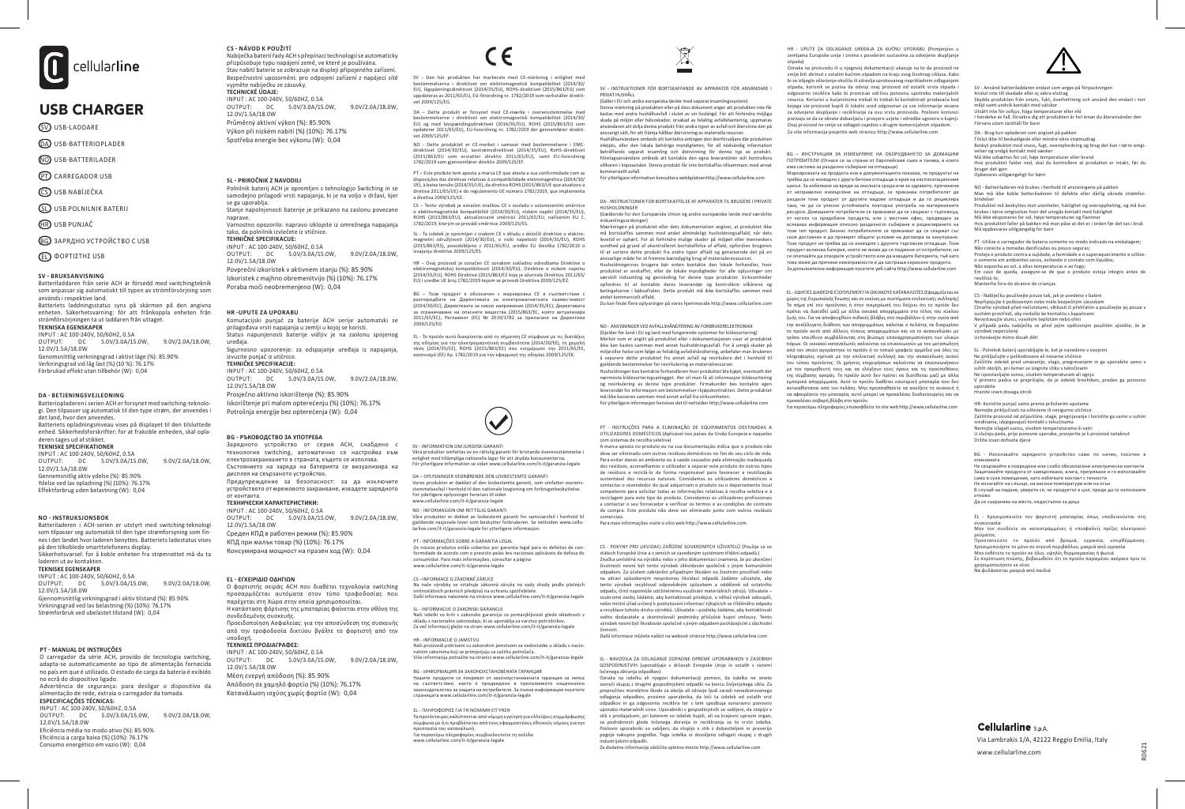cellularline

# USB CHARGER

SV USB-LADDARE

DA USB-BATTERIOPLADER

NO USB-BATTERILADER

PT CARREGADOR USB

CS USB NABÍJEČKA

SL USB POLNILNIK BATERIJ

HR USB PUNJAČ

BG ЗАРЯДНО УСТРОЙСТВО С USB

EL ΦΟΡΤΙΣΤΗΣ USB

## SV - BRUKSANVISNING

Batteriladdaren från serie ACH är försedd med switchingteknik som anpassar sig automatiskt till typen av strömförsörjning som används i respektive land.

Batteriets laddningsstatus syns på skärmen på den angivna enheten. Säkerhetsvarning: för att frånkoppla enheten från strömförsörjningen ta ut laddaren från uttaget.

**TEKNISKA EGENSKAPER**

INPUT : AC 100-240V, 50/60HZ, 0.5A

OUTPUT: DC 5.0V/3.0A/15.0W, 9.0V/2.0A/18.0W, 12.0V/1.5A/18.0W

Genomsnittlig verkningsgrad i aktivt läge (%): 85.90%

Verkningsgrad vid låg last (%) (10 %): 76.17%

Förbrukad effekt utan tillbehör (W): 0,04

## DA - BETJENINGSVEJLEDNING

Batteriopladeren i serien ACH er forsynet med switching-teknologi. Den tilpasser sig automatisk til den type strøm, der anvendes i det land, hvor den anvendes.

Batteriets opladningsniveau vises på displayet til den tilsluttede enhed. Sikkerhedsforskrifter: for at frakoble enheden, skal opladeren tages ud af stikket.

**TEKNISKE SPECIFIKATIONER**

INPUT : AC 100-240V, 50/60HZ, 0.5A

OUTPUT: DC 5.0V/3.0A/15.0W, 9.0V/2.0A/18.0W, 12.0V/1.5A/18.0W

Gennemsnitlig aktiv ydelse (%): 85.90%

Ydelse ved lav opladning (%) (10%): 76.17%

Effektforbrug uden belastning (W): 0,04

## NO - INSTRUKSJONSBOK

Batteriladeren i ACH-serien er utstyrt med switching-teknologi som tilpasser seg automatisk til den type strømforsyning som finnes i det landet hvor laderen benyttes. Batteriets ladestatus vises på den tilkoblede smarttelefonens display.

Sikkerhetsvarsel: for å koble enheten fra strømnettet må du ta laderen ut av kontakten.

**TEKNISKE EGENSKAPER**

INPUT : AC 100-240V, 50/60HZ, 0.5A

OUTPUT: DC 5.0V/3.0A/15.0W, 9.0V/2.0A/18.0W, 12.0V/1.5A/18.0W

Gjennomsnittlig virkningsgrad i aktiv tilstand (%): 85.90%

Virkningsgrad ved lav belastning (%) (10%): 76.17%

Strømforbruk ved ubelastet tilstand (W): 0,04

## PT - MANUAL DE INSTRUÇÕES

O carregador da série ACH, provido de tecnologia switching, adapta-se automaticamente ao tipo de alimentação fornecida no país em que é utilizado. O estado de carga da bateria é exibido no ecrã do dispositivo ligado.

Advertência de segurança: para desligar o dispositivo da alimentação de rede, extraia o carregador da tomada.

**ESPECIFICAÇÕES TÉCNICAS:**

INPUT : AC 100-240V, 50/60HZ, 0.5A

OUTPUT: DC 5.0V/3.0A/15.0W, 9.0V/2.0A/18.0W, 12.0V/1.5A/18.0W

Eficiência média no modo ativo (%): 85.90%

Eficiência a carga baixa (%) (10%): 76.17%

Consumo energético em vazio (W): 0,04

## CS - NÁVOD K POUŽITÍ

Nabíječka baterií řady ACH s přepínací technologií se automaticky přizpůsobuje typu napájení země, ve které je používána.

Stav nabití baterie se zobrazuje na displeji připojeného zařízení. Bezpečnostní upozornění: pro odpojení zařízení z napájení sítě vyjměte nabíječku ze zásuvky.

**TECHNICKÉ ÚDAJE:**

INPUT : AC 100-240V, 50/60HZ, 0.5A

OUTPUT: DC 5.0V/3.0A/15.0W, 9.0V/2.0A/18.0W, 12.0V/1.5A/18.0W

Průměrný aktivní výkon (%): 85.90%

Výkon při nízkém nabití (%) (10%): 76.17%

Spotřeba energie bez výkonu (W): 0,04

## SL - PRIROČNIK Z NAVODILI

Polnilnik baterij ACH je opremljen s tehnologijo Switching in se samodejno prilagodi vrsti napajanja, ki je na voljo v državi, kjer se ga uporablja.

Stanje napolnjenosti baterije je prikazano na zaslonu povezane naprave.

Varnostno opozorilo: napravo izklopite iz omrežnega napajanja tako, da polnilnik izvlečete iz vtičnice.

**TEHNIČNE SPECIFIKACIJE:**

INPUT : AC 100-240V, 50/60HZ, 0.5A

OUTPUT: DC 5.0V/3.0A/15.0W, 9.0V/2.0A/18.0W, 12.0V/1.5A/18.0W

Povprečni izkoristek v aktivnem stanju (%): 85.90%

Izkoristek z majhno obremenitvijo (%) (10%): 76.17%

Poraba moči neobremenjeno (W): 0,04

## HR -UPUTE ZA UPORABU

Komutacijski punjač za baterije ACH serije automatski se prilagođava vrsti napajanja u zemlji u kojoj se koristi.

Status napunjenosti baterije vidljiv je na zaslonu spojenog uređaja.

Sigurnosno upozorenje: za odspajanje uređaja iz napajanja, izvucite punjač iz utičnice.

**TEHNIČKE SPECIFIKACIJE:**

INPUT : AC 100-240V, 50/60HZ, 0.5A

OUTPUT: DC 5.0V/3.0A/15.0W, 9.0V/2.0A/18.0W, 12.0V/1.5A/18.0W

Prosječno aktivno iskorištenje (%): 85.90%

Iskorištenje pri malom opterećenju (%) (10%): 76.17%

Potrošnja energije bez opterećenja (W): 0,04

## BG - РЪКОВОДСТВО ЗА УПОТРЕБА

Зарядното устройство от серия ACH, снабдено с технология switching, автоматично се настройва към електрозахранването в страната, където се използва. Състоянието на заряда на батерията се визуализира на дисплея на свързаното устройство.

Предупреждение за безопасност: за да изключите устройството от мрежовото захранване, извадете зарядното от контакта.

**ТЕХНИЧЕСКИ ХАРАКТЕРИСТИКИ:**

INPUT : AC 100-240V, 50/60HZ, 0.5A

OUTPUT: DC 5.0V/3.0A/15.0W, 9.0V/2.0A/18.0W, 12.0V/1.5A/18.0W

Среден КПД в работен режим (%): 85.90%

КПД при малък товар (%) (10%): 76.17%

Консумирана мощност на празен ход (W): 0,04

## EL - ΕΓΧΕΙΡΙΔΙΟ ΟΔΗΓΙΩΝ

Ο φορτιστής σειράς ACH που διαθέτει τεχνολογία switching προσαρμόζεται αυτόματα στον τύπο τροφοδοσίας που παρέχεται στη Χώρα στην οποία χρησιμοποιείται.

Η κατάσταση φόρτισης της μπαταρίας φαίνεται στην οθόνη της συνδεδεμένης συσκευής.

Προειδοποίηση Ασφαλείας: για την αποσύνδεση της συσκευής από την τροφοδοσία δικτύου βγάλτε το φορτιστή από την υποδοχή.

**ΤΕΧΝΙΚΕΣ ΠΡΟΔΙΑΓΡΑΦΕΣ:**

INPUT : AC 100-240V, 50/60HZ, 0.5A

OUTPUT: DC 5.0V/3.0A/15.0W, 9.0V/2.0A/18.0W, 12.0V/1.5A/18.0W

Μέση ενεργή απόδοση (%): 85.90%

Απόδοση σε χαμηλό φορτίο (%) (10%): 76.17%

Κατανάλωση ισχύος χωρίς φορτίο (W): 0,04

CE

SV - Den här produkten har markerats med CE-märkning i enlighet med bestämmelserna i direktivet om elektromagnetisk kompatibilitet (2014/30/EU), lågspänningsdirektivet (2014/35/EU), ROHS-direktivet (2015/863/EU) som uppdaterar av 2011/65/EU, EU-förordning nr. 1782/2019 som verkställer direktivet 2009/125/EG.

DA – Dette produkt er forsynet med CE-mærke i overensstemmelse med bestemmelserne i direktivet om elektromagnetisk kompatibilitet (2014/30/EU) og med lavspændingsdirektivet (2014/35/EU), ROHS (2015/863/EU) som opdaterer 2011/65/EU, EU-Forordning nr. 1782/2019 der gennemfører direktivet 2009/125/EF.

NO - Dette produktet er CE-merket i samsvar med bestemmelsene i EMC-direktivet (2014/30/EU), lavstrømsdirektivet (2014/35/EU), RoHS-direktivet (2015/863/EU som erstatter direktiv 2011/65/EU), samt EU-forordning 1782/2019 som gjennomfører direktiv 2009/125/EF.

PT – Este produto tem aposta a marca CE que atesta a sua conformidade com as disposições das diretivas relativas à compatibilidade eletromagnética (2014/30/UE), à baixa tensão (2014/35/UE), da diretiva ROHS (2015/863/UE que atualizou a diretiva 2011/65/UE) e do regulamento UE número 1782/2019, que implementa a diretiva 2009/125/CE.

CS – Tento výrobek je označen značkou CE v souladu s ustanoveními směrnice o elektromagnetické kompatibilitě (2014/30/EU), nízkém napětí (2014/35/EU), ROHS (2015/863/EU), aktualizované směrnici 2011/65/EU, nařízením EU č. 1782/2019, kterým se provádí směrnice 2009/125/ES.

SL - Ta izdelek je opremljen z znakom CE v skladu z določili direktive o elektromagnetni združljivosti (2014/30/EU), o nizki napetosti (2014/35/EU), ROHS (2015/863/ES), posodobljeno z 2011/65/EU, uredbo EU številka 1782/2019 o izvajanju direktive 2009/125/ES.

HR – Ovaj proizvod je označen CE oznakom sukladno odredbama Direktive o elektromagnetskoj kompatibilnosti (2014/30/EU), Direktive o niskom naponu (2014/35/EU), ROHS Direktive (2015/863/EZ koja je ažurirala Direktivu 2011/65/EU) i uredbe UE broj 1782/2019 kojom se provodi Direktiva 2009/125/EZ.

BG – Този продукт е обозначен с маркировка CE в съответствие с разпоредбите на Директивата за електромагнитната съвместимост (2014/30/ЕС), Директивата за ниско напрежение (2014/35/ЕС), Директивата за ограничаване на опасните вещества (2015/863/ЕС, която актуализира 2011/65/ЕС), Регламент (ЕС) № 2019/1782 за прилагане на Директива 2009/125/ЕО.

EL - Το προϊόν αυτό διακρίνεται από τη σήμανση CE σύμφωνα με τις διατάξεις της οδηγίας για την ηλεκτρομαγνητική συμβατότητα (2014/30/ΕΕ), τη χαμηλή τάση (2014/35/ΕΕ), ROHS (2015/863/ΕΕ που ενημέρωσε την 2011/65/ΕΕ, κανονισμό (ΕΕ) Αρ. 1782/2019 για την εφαρμογή της οδηγίας 2009/125/ΕΚ.

SV - INFORMATION OM JURIDISK GARANTI

Våra produkter omfattas av en rättslig garanti för bristande överensstämmelse i enlighet med tillämpliga nationella lagar för att skydda konsumenterna. För ytterligare information se sidan www.cellularline.com/it-it/garanzia-legale

DA – OPLYSNINGER VEDRØRENDE DEN LOVBESTEMTE GARANTI

Vores produkter er dækket af den lovbestemte garanti, som omfatter overensstemmelsesfejl i henhold til den nationale lovgivning om forbrugerbeskyttelse. For yderligere oplysninger henvises til siden www.cellularline.com/it-it/garanzia-legale

NO - INFORMASJON OM RETTSLIG GARANTI

Våre produkter er dekket av lovbestemt garanti for samsvarsfeil i henhold til gjeldende nasjonale lover som beskytter forbrukeren. Se nettsiden www.cellularline.com/it-it/garanzia-legale for ytterligere informasjon.

PT - INFORMAÇÕES SOBRE A GARANTIA LEGAL

Os nossos produtos estão cobertos por garantia legal para os defeitos de conformidade de acordo com o previsto pelas leis nacionais aplicáveis de defesa do consumidor. Para mais informações, consultar a página www.cellularline.com/it-it/garanzia-legale

CS –INFORMACE O ZÁKONNÉ ZÁRUCE

Na naše výrobky se vztahuje zákonná záruka na vady shody podle platných vnitrostátních právních předpisů na ochranu spotřebitele.

Další informace naleznete na stránce www.cellularline.com/it-it/garanzia-legale

SL - INFORMACIJE O ZAKONSKI GARANCIJI

Naši izdelki so kriti z zakonsko garancijo za pomanjkljivosti glede skladnosti v skladu z nacionalno zakonodajo, ki se uporablja za varstvo potrošnikov. Za več informacij glejte na strani www.cellularline.com/it-it/garanzia-legale

HR - INFORMACIJE O JAMSTVU

Naši proizvodi pokriveni su zakonskim jamstvom za nedostatke u skladu s nacionalnim zakonima koji se primjenjuju za zaštitu potrošača.

Više informacija potražite na stranici www.cellularline.com/it-it/garanzia-legale

BG – ИНФОРМАЦИЯ ЗА ЗАКОНОУСТАНОВЕНАТА ГАРАНЦИЯ

Нашите продукти се покриват от законоустановената гаранция за липса на съответствие, както е предвидено в приложимото национално законодателство за защита на потребителя. За пълна информация посетете страницата www.cellularline.com/it-it/garanzia-legale

EL - ΠΛΗΡΟΦΟΡΙΕΣ ΓΙΑ ΤΗ ΝΟΜΙΜΗ ΕΓΓΥΗΣΗ

Τα προϊόντα μας καλύπτονται από νόμιμη εγγύηση για ελλείψεις συμμόρφωσης σύμφωνα με ό,τι προβλέπεται από τους εφαρμοστέους εθνικούς νόμους για την προστασία του καταναλωτή.

Για περαιτέρω πληροφορίες συμβουλευτείτε τη σελίδα www.cellularline.com/it-it/garanzia-legale

SV - INSTRUKTIONER FÖR BORTSKAFFANDE AV APPARATER FÖR ANVÄNDARE I PRIVAT HUSHÅLL

(Gäller i EU och andra europeiska länder med separat insamlingssystem)

Denna märkning på produkten eller på dess dokument anger att produkten inte får kastas med andra hushållsavfall i slutet av sin livslängd. För att förhindra möjliga skada på miljön eller hälsoskador, orsakad av felaktig avfallshantering, uppmanas användaren att skilja denna produkt från andra typer av avfall och återvinna den på ansvarigt sätt, för att främja hållbar återvinning av materiella resurser.

Hushållsanvändare ombeds att kontakta antingen den återförsäljare där produkten inköpts, eller den lokala behöriga myndigheten, för all nödvändig information beträffande separat insamling och återvinning för denna typ av produkt. Företagsanvändare ombeds att kontakta den egna leverantören och kontrollera villkoren i köpeavtalet. Denna produkt får inte bortskaffas tillsammans med annat kommersiellt avfall.

För ytterligare information konsultera webbplatsen http://www.cellularline.com

DA - INSTRUKTIONER FOR BORTSKAFFELSE AF APPARATER TIL BRUGERE I PRIVATE HUSHOLDNINGER

(Gældende for den Europæiske Union og andre europæiske lande med særskilte indsamlingsordninger)

Mærkningen på produktet eller dets dokumentation angiver, at produktet ikke må bortskaffes sammen med andet almindeligt husholdningsaffald, når dets levetid er ophørt. For at forhindre mulige skader på miljøet eller menneskers sundhed på grund af ukontrolleret bortskaffelse af affald, opfordres brugeren til at sortere dette produkt fra andre typer affald og genanvende det på en ansvarlige måde for at fremme bæredygtig brug af materialeressourcer.

Husholdningernes brugere bør enten kontakte den lokale forhandler, hvor produktet er anskaffet, eller de lokale myndigheder for alle oplysninger om særskilt indsamling og genvinding for denne type produkter. Virksomheder opfordres til at kontakte deres leverandør og kontrollere vilkårene og betingelserne i købsaftalen. Dette produkt må ikke bortskaffes sammen med andet kommercielt affald.

Du kan finde flere oplysninger på vores hjemmeside http://www.cellularline.com

NO - ANVISNINGER VED AVFALLSHÅNDTERING AV FORBRUKERELEKTRONIKK

(Gjelder for land i EU og land med fungerende systemer for kildesortering)

Merket som er angitt på produktet eller i dokumentasjonen viser at produktet ikke kan kastes sammen med annet husholdningsavfall. For å unngå skader på miljø eller helse som følge av feilaktig avfallshåndtering, anbefaler man brukeren å separere dette produktet fra annet avfall og resirkulere det i henhold til gjeldende bestemmelser for resirkulering av materialressurser.

Husholdninger bes kontakte forhandleren hvor produktet ble kjøpt, eventuelt det nærmeste kildesorteringsanlegget. Her vil man få all informasjon om kildesortering og resirkulering av denne type produkter. Firmakunder bes kontakte egen leverandør for informasjon om bestemmelser i kjøpekontrakten. Dette produktet må ikke kasseres sammen med annet avfall fra virksomheten.

For ytterligere informasjon henvises det til nettsiden http://www.cellularline.com

PT - INSTRUÇÕES PARA A ELIMINAÇÃO DE EQUIPAMENTOS DESTINADAS A UTILIZADORES DOMÉSTICOS (Aplicável nos países da União Europeia e naqueles com sistemas de recolha seletiva)

A marca aposta no produto ou na sua documentação indica que o produto não deve ser eliminado com outros resíduos domésticos no fim do seu ciclo de vida. Para evitar danos ao ambiente ou à saúde causados pela eliminação inadequada dos resíduos, aconselhamos o utilizador a separar este produto do outros tipos de resíduos e reciclá-lo de forma responsável para favorecer a reutilização sustentável dos recursos naturais. Convidamos os utilizadores domésticos a contactar o revendedor do qual adquiriram o produto ou o departamento local competente para solicitar todas as informações relativas à recolha seletiva e à reciclagem para este tipo de produto. Convidamos os utilizadores profissionais a contactar o seu fornecedor e verificar os termos e as condições do contrato de compra. Este produto não deve ser eliminado junto com outros resíduos comerciais.

Para mais informações visite o sítio web http://www.cellularline.com

CS - POKYNY PRO UKVIDACI ZAŘÍZENÍ SOUKROMÝCH UŽIVATELŮ (Použije se ve státech Evropské Unie a v zemích se zavedeným systémem třídění odpadů.)

Značka umístěná na výrobku nebo v jeho dokumentaci znamená, že po ukončení životnosti nesmí být tento výrobek zlikvidován společně s jiným komunálním odpadem. Za účelem zabránění případným škodám na životním prostředí nebo na zdraví způsobeným nesprávnou likvidací odpadů žádáme uživatele, aby tento výrobek recykloval vhodným způsobem a odděleně od ostatního odpadu, čímž napomůže udržitelnému využívání materiálních zdrojů. Uživatele – soukromé osoby žádáme, aby kontaktovali prodejce, u něhož výrobek zakoupili, nebo místní úřad určený k poskytování informací týkajících se tříděného odpadu a recyklace tohoto druhu výrobků. Uživatele – podniky žádáme, aby kontaktovali svého dodavatele a zkontrolovali podmínky příslušné kupní smlouvy. Tento výrobek nesmí být likvidován společně s jiným odpadem pocházejícím z obchodní činnosti.

Další informace můžete nalézt na webové stránce http://www.cellularline.com

SL - NAVODILA ZA ODLAGANJE ODPADNE OPREME UPORABNIKOV V ZASEBNIH GOSPODINJSTVIH (uporabljajo v državah Evropske Unije in ostalih s sistemi ločenega zbiranja odpadkov)

Oznaka na izdelku ali njegovi dokumentaciji pomeni, da izdelka ne smete zavreči skupaj z drugimi gospodinjskimi odpadki na koncu življenjskega cikla. Za preprečitev morebitne škode za okolje ali zdravje ljudi zaradi nenadzorovanega odlaganja odpadkov, prosimo uporabnika, da loči ta izdelek od ostalih vrst odpadkov in ga odgovorno reciklira ter s tem spodbuja sonaravno ponovno uporabo materialnih virov. Uporabniki v gospodinjstvih so vabljeni, da stopijo v stik s prodajalcem, pri katerem so izdelek kupili, ali na krajevni upravni organ, za podrobnosti glede ločenega zbiranja in recikliranja za to vrsto izdelka. Poslovni uporabniki so vabljeni, da stopijo v stik z dobaviteljem in preverijo pogoje nakupne pogodbe. Tega izdelka ni dovoljeno odlagati skupaj z drugimi industrijskimi odpadki.

Za dodatne informacije obiščite spletno mesto http://www.cellularline.com

HR - UPUTE ZA ODLAGANJE UREĐAJA ZA KUĆNU UPORABU (Primjenjivo u zemljama Europske unije i onima s posebnim sustavima za odvojeno skupljanje otpada)

Oznaka na proizvodu ili u njegovoj dokumentaciji ukazuje na to da proizvod ne smije biti zbrinut s ostalim kućnim otpadom na kraju svog životnog ciklusa. Kako bi se izbjeglo oštećenje okoliša ili zdravlja uzrokovanog nepriklađnim odlaganjem otpada, korisnik se poziva da odvoji ovaj proizvod od ostalih vrsta otpada i odgovorno reciklira kako bi promicao održivu ponovnu upotrebu materijalnih resursa. Korisnici u kućanstvima trebali bi trebali bi kontaktirati prodavača kod kojeg su proizvod kupili ili lokalni ured odgovoran za sve informacije vezane za odvojeno skupljanje i recikliranje za ovu vrstu proizvoda. Poslovni korisnici pozivaju se da se obrate dobavljaču i provjere uvjete i odredbe ugovora o kupnji. Ovaj proizvod ne smije se odlagati zajedno s drugim komercijalnim otpadom.

Za više informacija posjetite web stranicu http://www.cellularline.com

BG – ИНСТРУКЦИИ ЗА ИЗХВЪРЛЯНЕ НА ОБОРУДВАНЕТО ЗА ДОМАШНИ ПОТРЕБИТЕЛИ (Отнася се за страни от Европейския съюз и такива, в които има система за разделно събиране на отпадъци)

Маркировката на продукта или в документацията показва, че продуктът не трябва да се изхвърля с други битови отпадъци в края на експлоатационния цикъл. За избягване на вреди за околната среда или за здравето, причинени от неправилно изхвърляне на отпадъци, се призовава потребителят да раздели този продукт от другите видове отпадъци и да го рециклира така, че да се улесни устойчивата повторна употреба на материалните ресурси. Домашните потребители се приканват да се свържат с търговеца, от когото са придобили продукта, или с местния офис, предвиден за всякаква информация относно разделното събиране и рециклирането на този тип продукт. Бизнес потребителите се приканват да се свържат със своя доставчик и да проверят общите условия на договора за закупуване. Този продукт не трябва да се изхвърля с другите търговски отпадъци. Тази продукт включва батерия, която не може да се подмени от потребителя; не се опитвайте да отваряте устройството или да извадите батерията, тъй като това може да причини неизправности и да застраши продукта.

За допълнителна информация посетете уеб сайта http://www.cellularline.com

EL - ΟΔΗΓΙΕΣ ΔΙΑΘΕΣΗΣ ΕΞΟΠΛΙΣΜΟΥ ΓΙΑ ΟΙΚΙΑΚΟΥΣ ΚΑΤΑΝΑΛΩΤΕΣ (Εφαρμόζεται σε χώρες της Ευρωπαϊκής Ένωσης και σε εκείνες με συστήματα επιλεκτικής συλλογής)

Το σήμα επί του προϊόντος ή στην τεκμηρίωσή του δείχνει ότι το προϊόν δεν πρέπει να διατεθεί μαζί με άλλα οικιακά απορρίμματα στο τέλος του κύκλου ζωής του. Για να αποφευχθούν πιθανές βλάβες στο περιβάλλον ή στην υγεία από την ανεξέλεγκτη διάθεση των απορριμμάτων, καλείται ο πελάτης να διαχωρίσει το προϊόν αυτό από άλλους τύπους απορριμμάτων και να το ανακυκλώσει με τρόπο υπεύθυνο συμβάλλοντας στη βιώσιμη επαναχρησιμοποίηση των υλικών πόρων. Οι οικιακοί καταναλωτές καλούνται να επικοινωνούν με τον μεταπωλητή από τον οποίο αγόρασαν το προϊόν ή το τοπικό γραφείο αρμόδιο για όλες τις πληροφορίες σχετικά με την επιλεκτική συλλογή και την ανακύκλωση για αυτού του τύπου προϊόντος. Οι χρήστες επιχειρήσεων καλούνται να επικοινωνήσουν με τον προμηθευτή τους και να ελέγξουν τους όρους και τις προϋποθέσεις της σύμβασης αγοράς. Το προϊόν αυτό δεν πρέπει να διατίθεται μαζί με άλλα εμπορικά απορρίμματα. Αυτό το προϊόν διαθέτει εσωτερική μπαταρία που δεν αντικαθίσταται από τον πελάτη. Μην προσπαθήσετε να ανοίξετε τη συσκευή ή να αφαιρέσετε την μπαταρία, αυτό μπορεί να προκαλέσει δυσλειτουργίες και να προκαλέσει σοβαρή βλάβη στο προϊόν.

Για περαιτέρω πληροφορίες επισκεφθείτε το site web http://www.cellularline.com

SV - Använd batteriladdaren endast som anges på förpackningen

Anslut inte till skadade eller ej säkra eluttag

Skydda produkten från smuts, fukt, överhettning och använd den endast i torr miljö samt undvik kontakt med vätskor

Utsätt inte för solljus, höga temperaturer eller eld

I händelse av fall, försäkra dig att produkten är hel innan du återanvänder den

Förvara utom räckhåll för barn

DA - Brug kun opladeren som angivet på pakken

Tilslut ikke til beskadigede eller ikke sikre strømudtag

Beskyt produktet mod snavs, fugt, overophedning og brug det kun i tørre omgivelser og undgå kontakt med væsker

Må ikke eksponeres for sol, høje temperaturer og flammer

Hvis produktet falder ned, skal du kontrollere at produktet er intakt, før du bruger det igen

Opbevares utilgængeligt for børn

NO - Batteriladeren må brukes i henhold til anvisningene på pakken

Man må ikke koble batteriladeren til defekte eller dårlig sikrede strømforbindelser

Produktet må beskyttes mot urenheter, fuktighet og overoppheting, og må kun brukes i tørre omgivelser hvor det unngås kontakt med fuktighet

Må ikke eksponeres for sol, høye temperaturer eller brann

Hvis produktet faller på bakken må man påse at det er i orden før det tas i bruk

Må oppbevares utilgjengelig for barn

PT -Utilize o carregador de bateria somente no modo indicado na embalagem;

Não conecte a tomadas danificadas ou pouco seguras;

Proteja o produto contra a sujidade, a humidade e o superaquecimento e utilize-o somente em ambientes secos, evitando o contato com líquidos;

Não exponha ao sol, a altas temperaturas e ao fogo;

Em caso de queda, assegure-se de que o produto esteja íntegro antes de reutilizá-lo;

Mantenha fora do alcance de crianças.

CS - Nabíječku používejte pouze tak, jak je uvedeno v balení

Nepřipojujte k poškozeným nebo málo bezpečným zásuvkám

Chraňte výrobek před nečistotami, vlhkostí či přehřátím a používejte jej pouze v suchém prostředí, aby nedošlo ke kontaktu s kapalinami

Nevystavujte slunci, vysokým teplotám nebo ohni

V případě pádu nabíječky se před jejím opětovným použitím ujistěte, že je výrobek neporušený

Uchovávejte mimo dosah dětí

SL - Polnilnik baterij uporabljajte le, kot je navedeno v ovojnini

Ne priključujte v poškodovane ali nevarne vtičnice

Zaščitite izdelek pred umazanijo, vlago, pregrevanjem in ga uporabite samo v suhih okoljih, pri čemer se izogibite stiku s tekočinami

Ne izpostavljajte soncu, visokim temperaturam ali ognju

V primeru padca se prepričajte, da je izdelek brezhiben, preden ga ponovno uporabite

Hranite izven dosega otrok

HR- Koristite punjač samo prema priloženim uputama

Nemojte priključivati na oštećene ili nesigurne utičnice

Zaštitite proizvod od prljavštine, vlage, pregrijavanja i koristite ga samo u suhim sredinama, izbjegavajući kontakt s tekućinama

Nemojte izlagati suncu, visokim temperaturama ili vatri

U slučaju pada, prije ponovne uporabe, provjerite je li proizvod netaknut

Držite izvan dohvata djece

BG – Използвайте зарядното устройство само по начин, посочен в опаковката

Не свързвайте в повредени или слабо обезопасени електрически контакти

Защитавайте продукта от замърсяване, влага, прегряване и го използвайте само в сухи помещения, като избягвате контакт с течности

Не излагайте на слънце, на високи температури или на огън

В случай на падане, уверете се, че продуктът е цял, преди да го използвате отново

Да се съхранява на място, недостъпно за деца

EL – Χρησιμοποιείτε τον φορτιστή μπαταρίας όπως υποδεικνύεται στη συσκευασία

Μην τον συνδέετε σε κατεστραμμένες ή επιφαλείς πρίζες ηλεκτρικού ρεύματος

Προστατεύστε το προϊόν από βρωμιά, υγρασία, υπερθέρμανση. Χρησιμοποιήστε το μόνο σε στεγνά περιβάλλον, μακριά από υγρασία

Μην εκθέτετε το προϊόν σε ήλιο, υψηλές θερμοκρασίες ή φωτιά

Σε περίπτωση πτώσης, βεβαιωθείτε ότι το προϊόν παραμένει ακέραιο πριν το χρησιμοποιήσετε ξανά

Να φυλάσσεται μακριά από παιδιά

**Cellularline** S.p.A.

Via Lambrakis 1/A, 42122 Reggio Emilia, Italy

www.cellularline.com

R0621